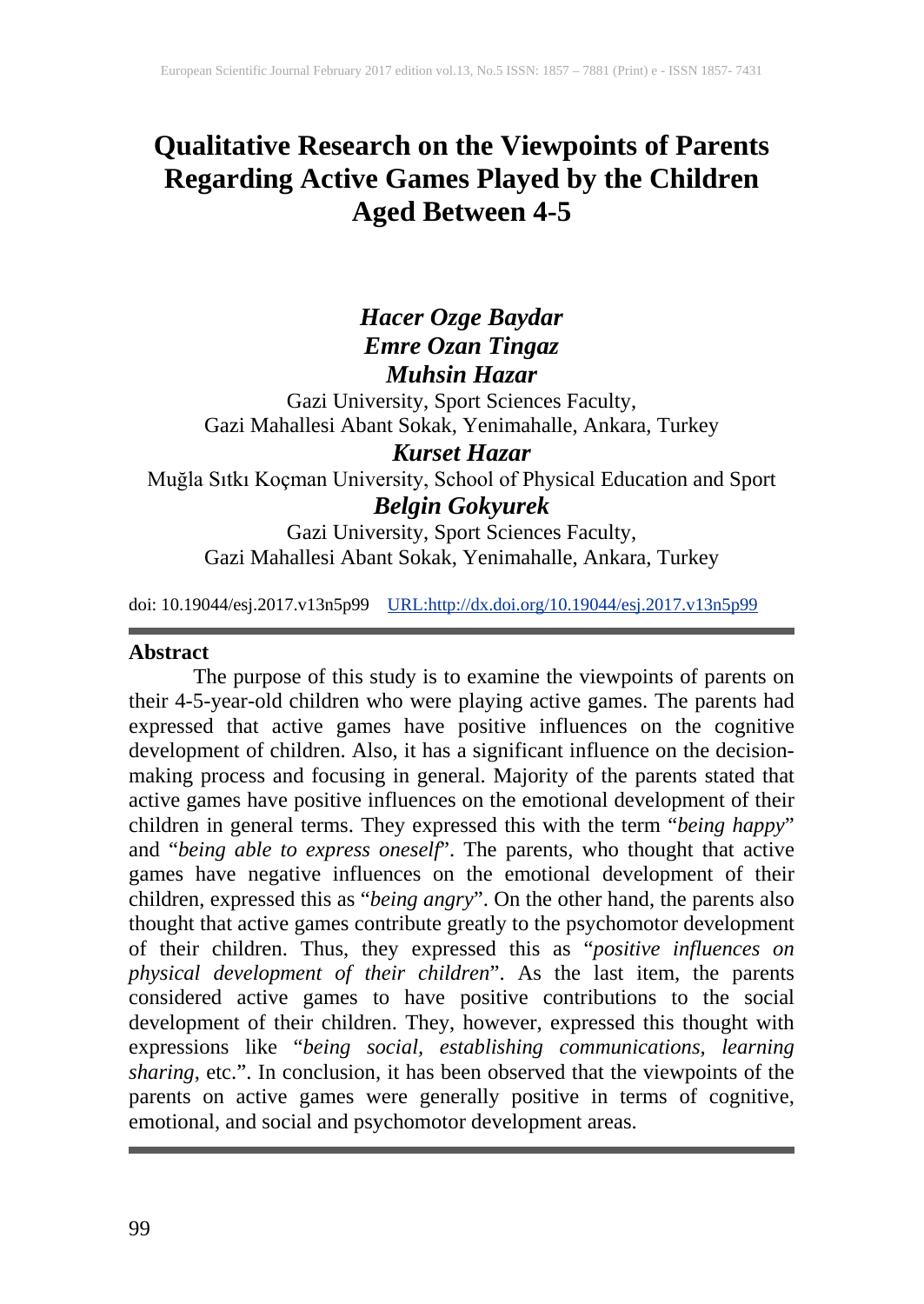# Qualitative Research on the Viewpoints of Parents Regarding Active Games Played by the Children Aged Between 4-5

***Hacer Ozge Baydar***
***Emre Ozan Tingaz***
***Muhsin Hazar***

Gazi University, Sport Sciences Faculty,
Gazi Mahallesi Abant Sokak, Yenimahalle, Ankara, Turkey

***Kurset Hazar***

Muğla Sıtkı Koçman University, School of Physical Education and Sport

***Belgin Gokyurek***

Gazi University, Sport Sciences Faculty,
Gazi Mahallesi Abant Sokak, Yenimahalle, Ankara, Turkey

doi: 10.19044/esj.2017.v13n5p99 URL:http://dx.doi.org/10.19044/esj.2017.v13n5p99

## Abstract

The purpose of this study is to examine the viewpoints of parents on their 4-5-year-old children who were playing active games. The parents had expressed that active games have positive influences on the cognitive development of children. Also, it has a significant influence on the decision-making process and focusing in general. Majority of the parents stated that active games have positive influences on the emotional development of their children in general terms. They expressed this with the term "*being happy*" and "*being able to express oneself*". The parents, who thought that active games have negative influences on the emotional development of their children, expressed this as "*being angry*". On the other hand, the parents also thought that active games contribute greatly to the psychomotor development of their children. Thus, they expressed this as "*positive influences on physical development of their children*". As the last item, the parents considered active games to have positive contributions to the social development of their children. They, however, expressed this thought with expressions like "*being social, establishing communications, learning sharing*, etc.". In conclusion, it has been observed that the viewpoints of the parents on active games were generally positive in terms of cognitive, emotional, and social and psychomotor development areas.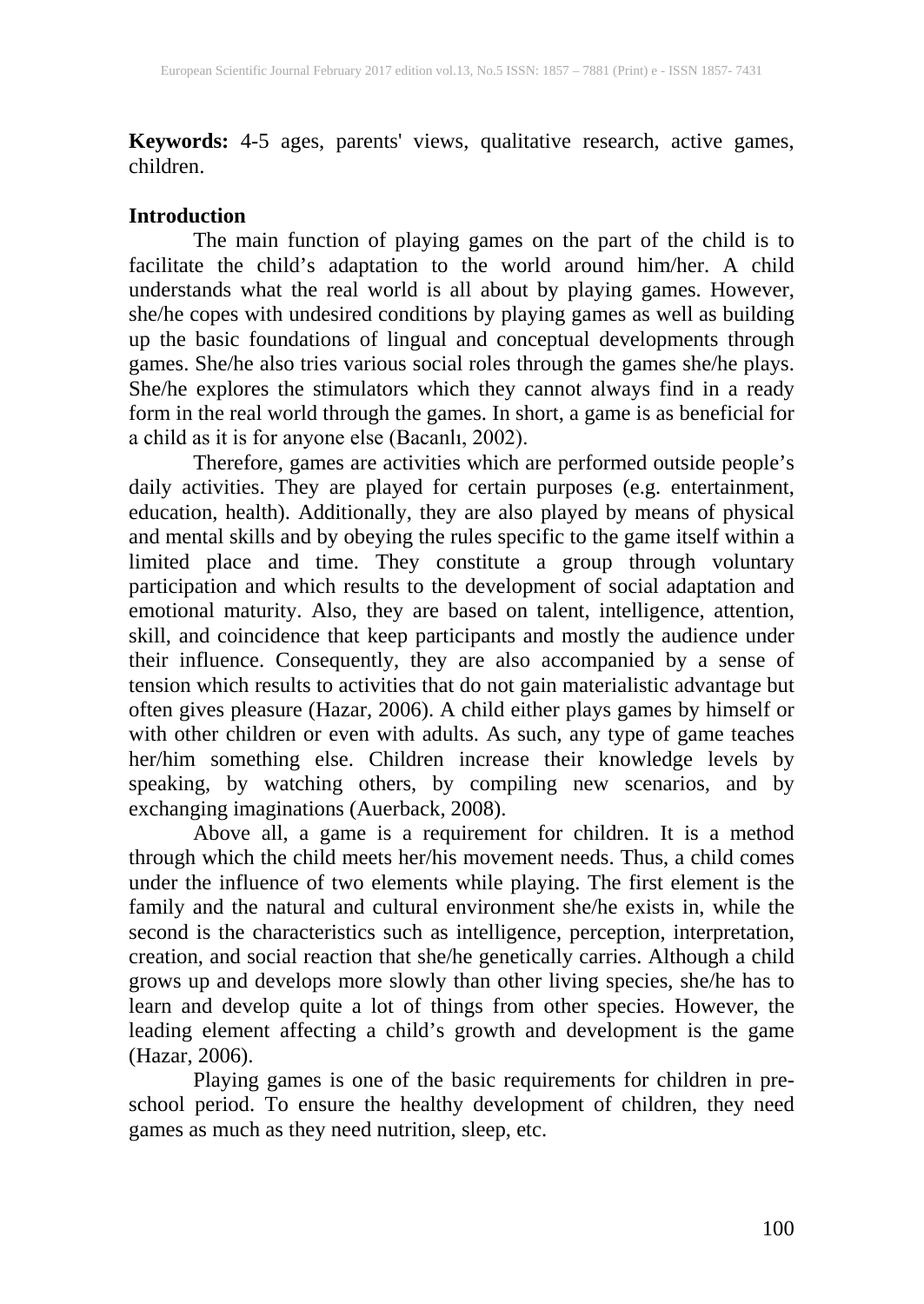**Keywords:** 4-5 ages, parents' views, qualitative research, active games, children.

## Introduction

The main function of playing games on the part of the child is to facilitate the child's adaptation to the world around him/her. A child understands what the real world is all about by playing games. However, she/he copes with undesired conditions by playing games as well as building up the basic foundations of lingual and conceptual developments through games. She/he also tries various social roles through the games she/he plays. She/he explores the stimulators which they cannot always find in a ready form in the real world through the games. In short, a game is as beneficial for a child as it is for anyone else (Bacanlı, 2002).

Therefore, games are activities which are performed outside people's daily activities. They are played for certain purposes (e.g. entertainment, education, health). Additionally, they are also played by means of physical and mental skills and by obeying the rules specific to the game itself within a limited place and time. They constitute a group through voluntary participation and which results to the development of social adaptation and emotional maturity. Also, they are based on talent, intelligence, attention, skill, and coincidence that keep participants and mostly the audience under their influence. Consequently, they are also accompanied by a sense of tension which results to activities that do not gain materialistic advantage but often gives pleasure (Hazar, 2006). A child either plays games by himself or with other children or even with adults. As such, any type of game teaches her/him something else. Children increase their knowledge levels by speaking, by watching others, by compiling new scenarios, and by exchanging imaginations (Auerback, 2008).

Above all, a game is a requirement for children. It is a method through which the child meets her/his movement needs. Thus, a child comes under the influence of two elements while playing. The first element is the family and the natural and cultural environment she/he exists in, while the second is the characteristics such as intelligence, perception, interpretation, creation, and social reaction that she/he genetically carries. Although a child grows up and develops more slowly than other living species, she/he has to learn and develop quite a lot of things from other species. However, the leading element affecting a child's growth and development is the game (Hazar, 2006).

Playing games is one of the basic requirements for children in pre-school period. To ensure the healthy development of children, they need games as much as they need nutrition, sleep, etc.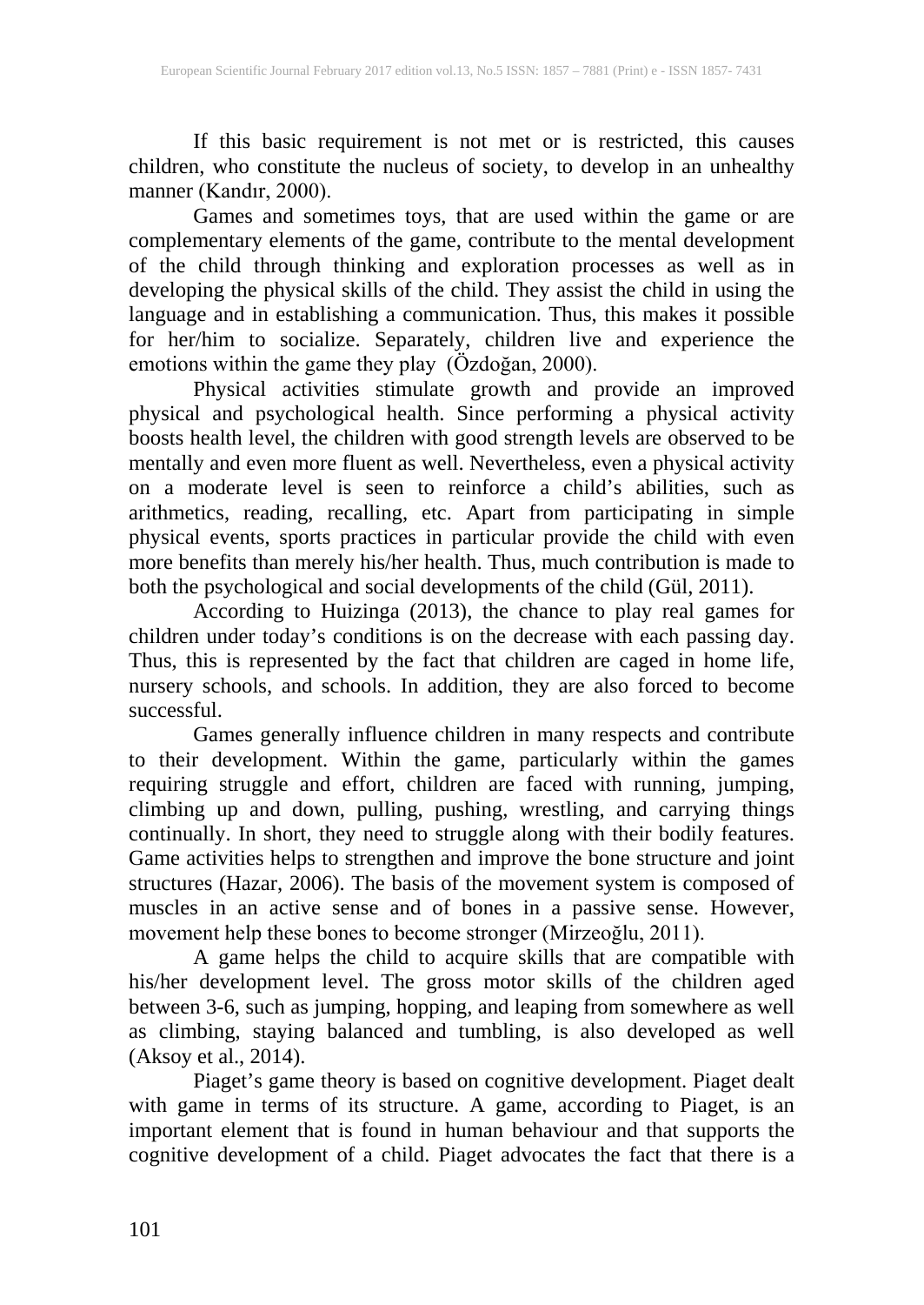If this basic requirement is not met or is restricted, this causes children, who constitute the nucleus of society, to develop in an unhealthy manner (Kandır, 2000).

Games and sometimes toys, that are used within the game or are complementary elements of the game, contribute to the mental development of the child through thinking and exploration processes as well as in developing the physical skills of the child. They assist the child in using the language and in establishing a communication. Thus, this makes it possible for her/him to socialize. Separately, children live and experience the emotions within the game they play (Özdoğan, 2000).

Physical activities stimulate growth and provide an improved physical and psychological health. Since performing a physical activity boosts health level, the children with good strength levels are observed to be mentally and even more fluent as well. Nevertheless, even a physical activity on a moderate level is seen to reinforce a child's abilities, such as arithmetics, reading, recalling, etc. Apart from participating in simple physical events, sports practices in particular provide the child with even more benefits than merely his/her health. Thus, much contribution is made to both the psychological and social developments of the child (Gül, 2011).

According to Huizinga (2013), the chance to play real games for children under today's conditions is on the decrease with each passing day. Thus, this is represented by the fact that children are caged in home life, nursery schools, and schools. In addition, they are also forced to become successful.

Games generally influence children in many respects and contribute to their development. Within the game, particularly within the games requiring struggle and effort, children are faced with running, jumping, climbing up and down, pulling, pushing, wrestling, and carrying things continually. In short, they need to struggle along with their bodily features. Game activities helps to strengthen and improve the bone structure and joint structures (Hazar, 2006). The basis of the movement system is composed of muscles in an active sense and of bones in a passive sense. However, movement help these bones to become stronger (Mirzeoğlu, 2011).

A game helps the child to acquire skills that are compatible with his/her development level. The gross motor skills of the children aged between 3-6, such as jumping, hopping, and leaping from somewhere as well as climbing, staying balanced and tumbling, is also developed as well (Aksoy et al., 2014).

Piaget's game theory is based on cognitive development. Piaget dealt with game in terms of its structure. A game, according to Piaget, is an important element that is found in human behaviour and that supports the cognitive development of a child. Piaget advocates the fact that there is a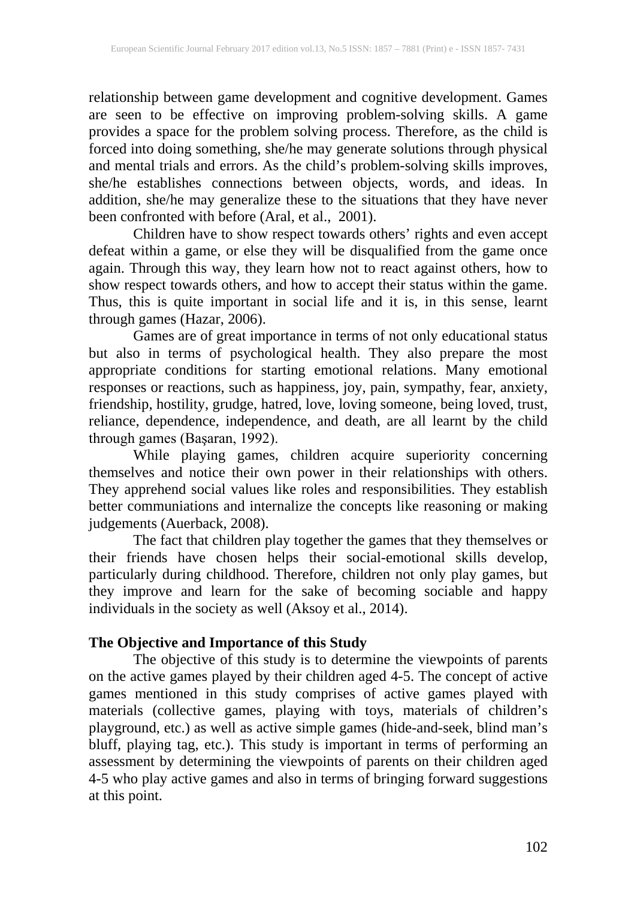relationship between game development and cognitive development. Games are seen to be effective on improving problem-solving skills. A game provides a space for the problem solving process. Therefore, as the child is forced into doing something, she/he may generate solutions through physical and mental trials and errors. As the child's problem-solving skills improves, she/he establishes connections between objects, words, and ideas. In addition, she/he may generalize these to the situations that they have never been confronted with before (Aral, et al., 2001).

Children have to show respect towards others' rights and even accept defeat within a game, or else they will be disqualified from the game once again. Through this way, they learn how not to react against others, how to show respect towards others, and how to accept their status within the game. Thus, this is quite important in social life and it is, in this sense, learnt through games (Hazar, 2006).

Games are of great importance in terms of not only educational status but also in terms of psychological health. They also prepare the most appropriate conditions for starting emotional relations. Many emotional responses or reactions, such as happiness, joy, pain, sympathy, fear, anxiety, friendship, hostility, grudge, hatred, love, loving someone, being loved, trust, reliance, dependence, independence, and death, are all learnt by the child through games (Başaran, 1992).

While playing games, children acquire superiority concerning themselves and notice their own power in their relationships with others. They apprehend social values like roles and responsibilities. They establish better communiations and internalize the concepts like reasoning or making judgements (Auerback, 2008).

The fact that children play together the games that they themselves or their friends have chosen helps their social-emotional skills develop, particularly during childhood. Therefore, children not only play games, but they improve and learn for the sake of becoming sociable and happy individuals in the society as well (Aksoy et al., 2014).

## The Objective and Importance of this Study

The objective of this study is to determine the viewpoints of parents on the active games played by their children aged 4-5. The concept of active games mentioned in this study comprises of active games played with materials (collective games, playing with toys, materials of children's playground, etc.) as well as active simple games (hide-and-seek, blind man's bluff, playing tag, etc.). This study is important in terms of performing an assessment by determining the viewpoints of parents on their children aged 4-5 who play active games and also in terms of bringing forward suggestions at this point.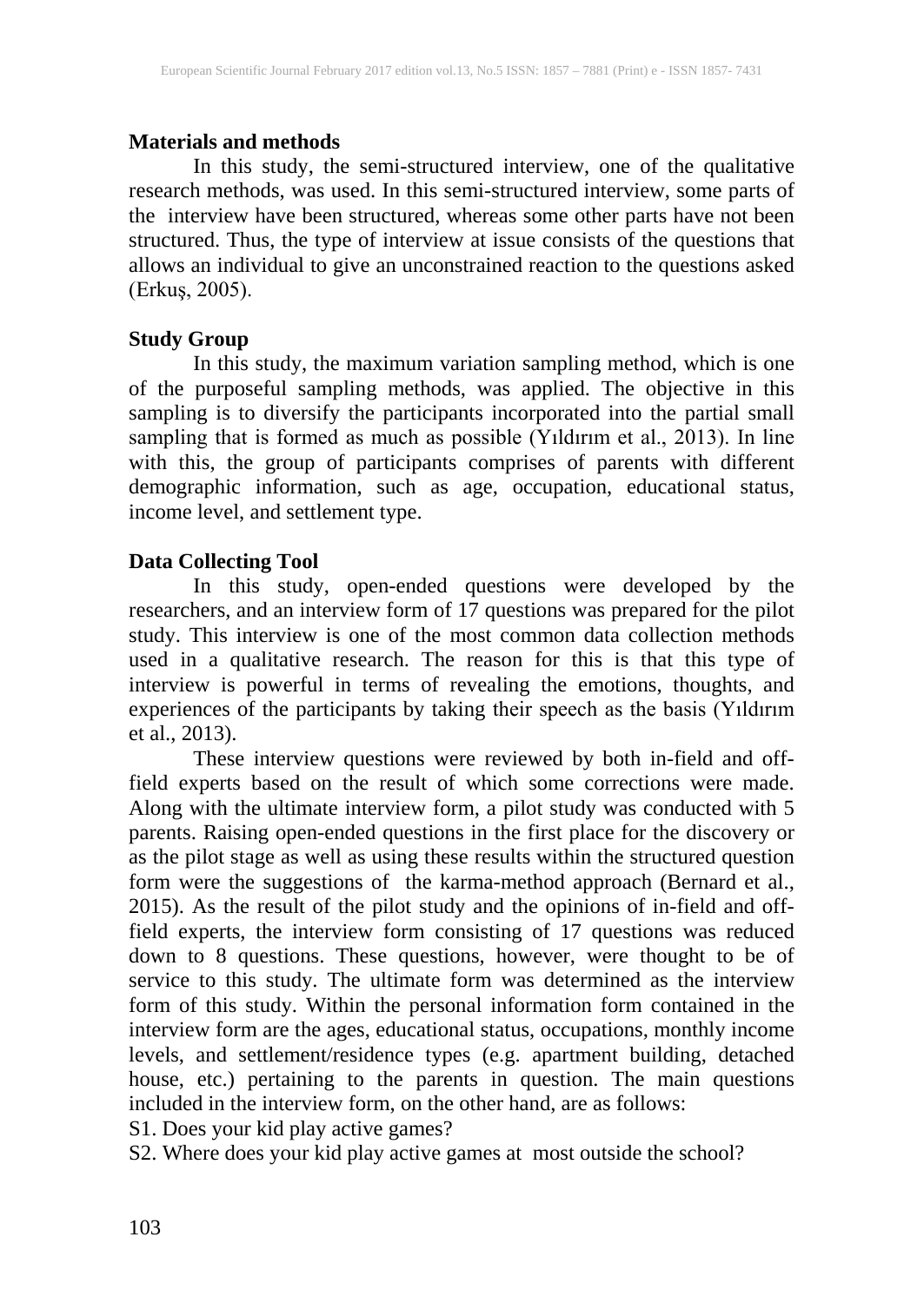## Materials and methods

In this study, the semi-structured interview, one of the qualitative research methods, was used. In this semi-structured interview, some parts of the interview have been structured, whereas some other parts have not been structured. Thus, the type of interview at issue consists of the questions that allows an individual to give an unconstrained reaction to the questions asked (Erkuş, 2005).

## Study Group

In this study, the maximum variation sampling method, which is one of the purposeful sampling methods, was applied. The objective in this sampling is to diversify the participants incorporated into the partial small sampling that is formed as much as possible (Yıldırım et al., 2013). In line with this, the group of participants comprises of parents with different demographic information, such as age, occupation, educational status, income level, and settlement type.

## Data Collecting Tool

In this study, open-ended questions were developed by the researchers, and an interview form of 17 questions was prepared for the pilot study. This interview is one of the most common data collection methods used in a qualitative research. The reason for this is that this type of interview is powerful in terms of revealing the emotions, thoughts, and experiences of the participants by taking their speech as the basis (Yıldırım et al., 2013).

These interview questions were reviewed by both in-field and off-field experts based on the result of which some corrections were made. Along with the ultimate interview form, a pilot study was conducted with 5 parents. Raising open-ended questions in the first place for the discovery or as the pilot stage as well as using these results within the structured question form were the suggestions of the karma-method approach (Bernard et al., 2015). As the result of the pilot study and the opinions of in-field and off-field experts, the interview form consisting of 17 questions was reduced down to 8 questions. These questions, however, were thought to be of service to this study. The ultimate form was determined as the interview form of this study. Within the personal information form contained in the interview form are the ages, educational status, occupations, monthly income levels, and settlement/residence types (e.g. apartment building, detached house, etc.) pertaining to the parents in question. The main questions included in the interview form, on the other hand, are as follows:

S1. Does your kid play active games?

S2. Where does your kid play active games at most outside the school?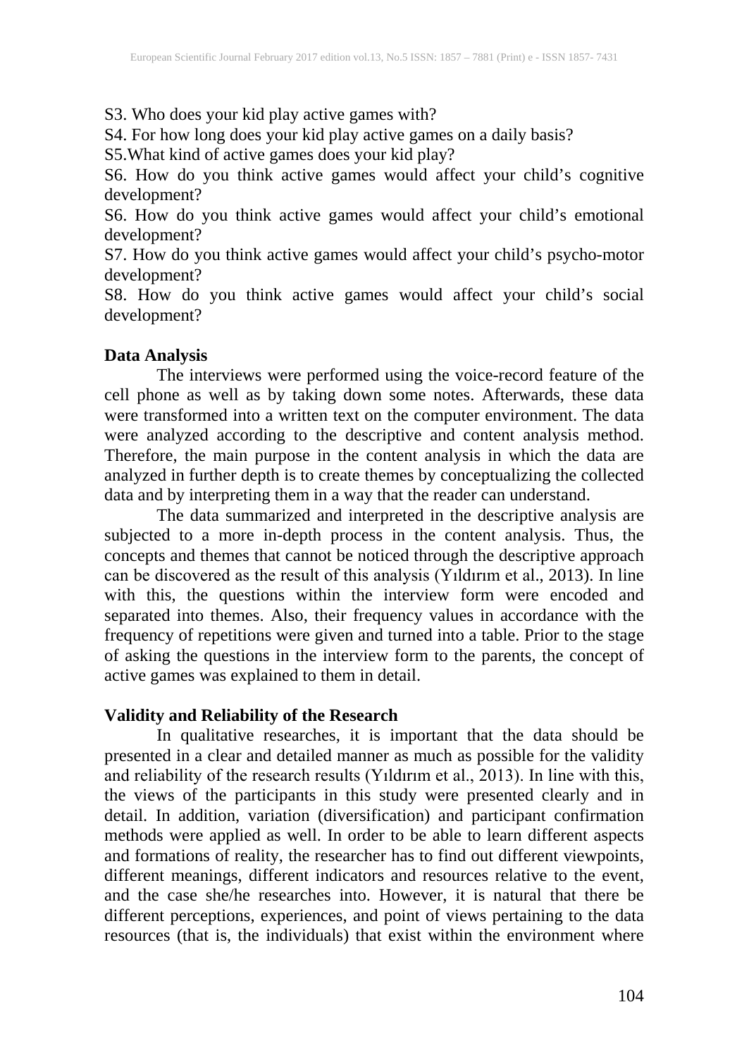S3. Who does your kid play active games with?

S4. For how long does your kid play active games on a daily basis?

S5.What kind of active games does your kid play?

S6. How do you think active games would affect your child's cognitive development?

S6. How do you think active games would affect your child's emotional development?

S7. How do you think active games would affect your child's psycho-motor development?

S8. How do you think active games would affect your child's social development?

**Data Analysis**

The interviews were performed using the voice-record feature of the cell phone as well as by taking down some notes. Afterwards, these data were transformed into a written text on the computer environment. The data were analyzed according to the descriptive and content analysis method. Therefore, the main purpose in the content analysis in which the data are analyzed in further depth is to create themes by conceptualizing the collected data and by interpreting them in a way that the reader can understand.

The data summarized and interpreted in the descriptive analysis are subjected to a more in-depth process in the content analysis. Thus, the concepts and themes that cannot be noticed through the descriptive approach can be discovered as the result of this analysis (Yıldırım et al., 2013). In line with this, the questions within the interview form were encoded and separated into themes. Also, their frequency values in accordance with the frequency of repetitions were given and turned into a table. Prior to the stage of asking the questions in the interview form to the parents, the concept of active games was explained to them in detail.

**Validity and Reliability of the Research**

In qualitative researches, it is important that the data should be presented in a clear and detailed manner as much as possible for the validity and reliability of the research results (Yıldırım et al., 2013). In line with this, the views of the participants in this study were presented clearly and in detail. In addition, variation (diversification) and participant confirmation methods were applied as well. In order to be able to learn different aspects and formations of reality, the researcher has to find out different viewpoints, different meanings, different indicators and resources relative to the event, and the case she/he researches into. However, it is natural that there be different perceptions, experiences, and point of views pertaining to the data resources (that is, the individuals) that exist within the environment where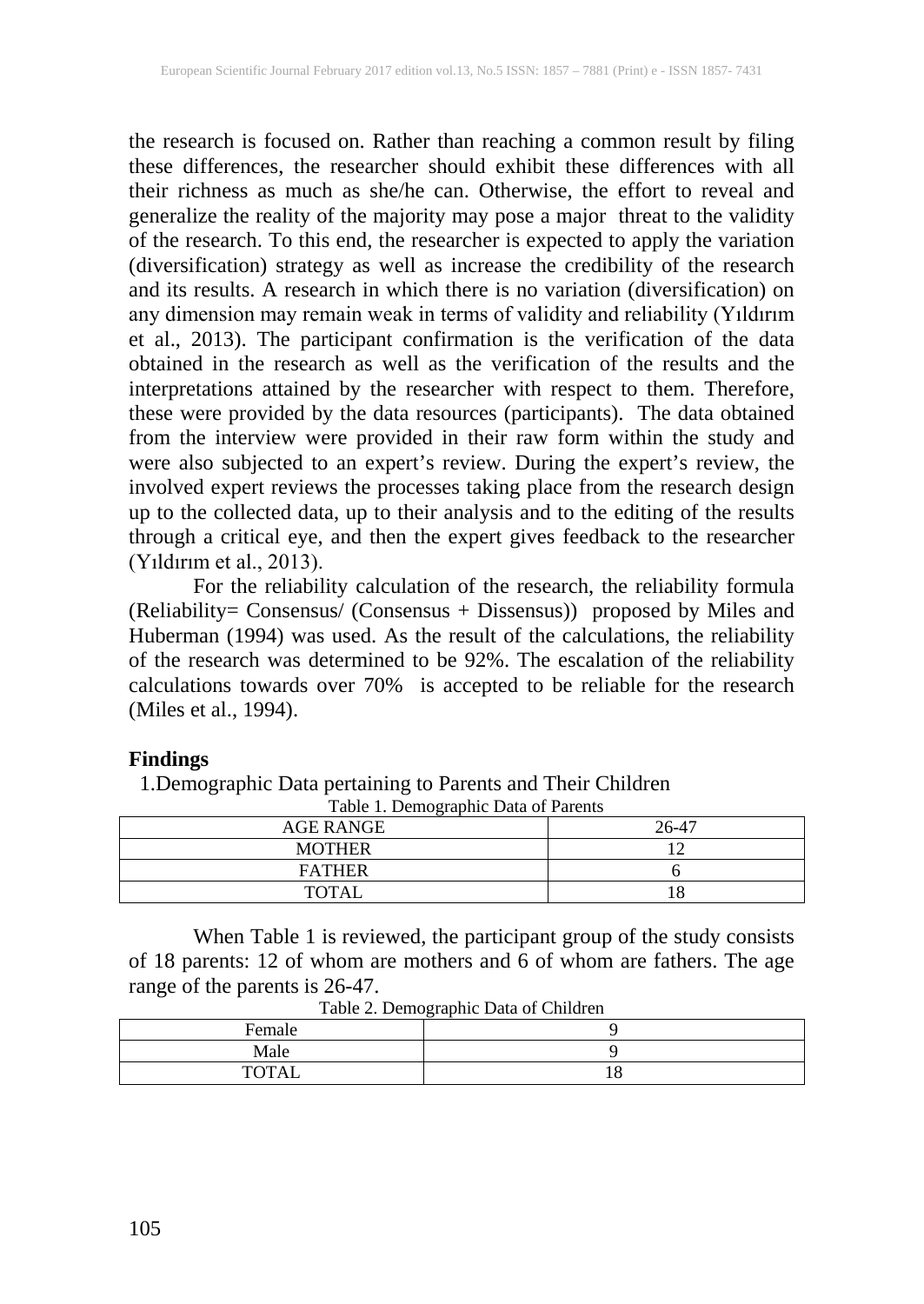the research is focused on. Rather than reaching a common result by filing these differences, the researcher should exhibit these differences with all their richness as much as she/he can. Otherwise, the effort to reveal and generalize the reality of the majority may pose a major threat to the validity of the research. To this end, the researcher is expected to apply the variation (diversification) strategy as well as increase the credibility of the research and its results. A research in which there is no variation (diversification) on any dimension may remain weak in terms of validity and reliability (Yıldırım et al., 2013). The participant confirmation is the verification of the data obtained in the research as well as the verification of the results and the interpretations attained by the researcher with respect to them. Therefore, these were provided by the data resources (participants). The data obtained from the interview were provided in their raw form within the study and were also subjected to an expert's review. During the expert's review, the involved expert reviews the processes taking place from the research design up to the collected data, up to their analysis and to the editing of the results through a critical eye, and then the expert gives feedback to the researcher (Yıldırım et al., 2013).

For the reliability calculation of the research, the reliability formula (Reliability= Consensus/ (Consensus + Dissensus)) proposed by Miles and Huberman (1994) was used. As the result of the calculations, the reliability of the research was determined to be 92%. The escalation of the reliability calculations towards over 70% is accepted to be reliable for the research (Miles et al., 1994).

## Findings

1.Demographic Data pertaining to Parents and Their Children

Table 1. Demographic Data of Parents

| AGE RANGE | 26-47 |
|---|---|
| MOTHER | 12 |
| FATHER | 6 |
| TOTAL | 18 |

When Table 1 is reviewed, the participant group of the study consists of 18 parents: 12 of whom are mothers and 6 of whom are fathers. The age range of the parents is 26-47.

Table 2. Demographic Data of Children

| Female | 9 |
|---|---|
| Male | 9 |
| TOTAL | 18 |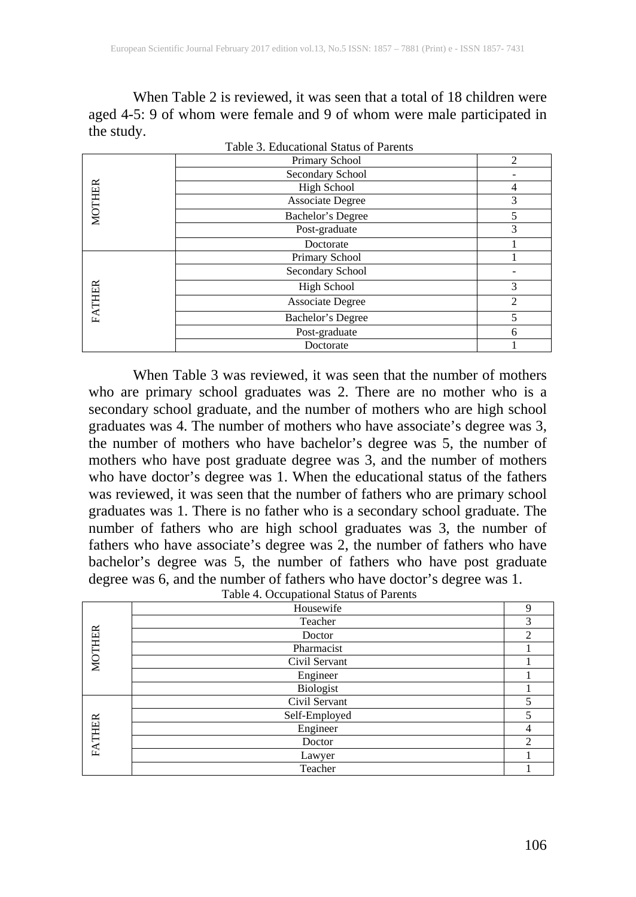When Table 2 is reviewed, it was seen that a total of 18 children were aged 4-5: 9 of whom were female and 9 of whom were male participated in the study.

Table 3. Educational Status of Parents

| | | |
|---|---|---|
| MOTHER | Primary School | 2 |
| | Secondary School | - |
| | High School | 4 |
| | Associate Degree | 3 |
| | Bachelor's Degree | 5 |
| | Post-graduate | 3 |
| | Doctorate | 1 |
| FATHER | Primary School | 1 |
| | Secondary School | - |
| | High School | 3 |
| | Associate Degree | 2 |
| | Bachelor's Degree | 5 |
| | Post-graduate | 6 |
| | Doctorate | 1 |

When Table 3 was reviewed, it was seen that the number of mothers who are primary school graduates was 2. There are no mother who is a secondary school graduate, and the number of mothers who are high school graduates was 4. The number of mothers who have associate's degree was 3, the number of mothers who have bachelor's degree was 5, the number of mothers who have post graduate degree was 3, and the number of mothers who have doctor's degree was 1. When the educational status of the fathers was reviewed, it was seen that the number of fathers who are primary school graduates was 1. There is no father who is a secondary school graduate. The number of fathers who are high school graduates was 3, the number of fathers who have associate's degree was 2, the number of fathers who have bachelor's degree was 5, the number of fathers who have post graduate degree was 6, and the number of fathers who have doctor's degree was 1.

Table 4. Occupational Status of Parents

| | | |
|---|---|---|
| MOTHER | Housewife | 9 |
| | Teacher | 3 |
| | Doctor | 2 |
| | Pharmacist | 1 |
| | Civil Servant | 1 |
| | Engineer | 1 |
| | Biologist | 1 |
| FATHER | Civil Servant | 5 |
| | Self-Employed | 5 |
| | Engineer | 4 |
| | Doctor | 2 |
| | Lawyer | 1 |
| | Teacher | 1 |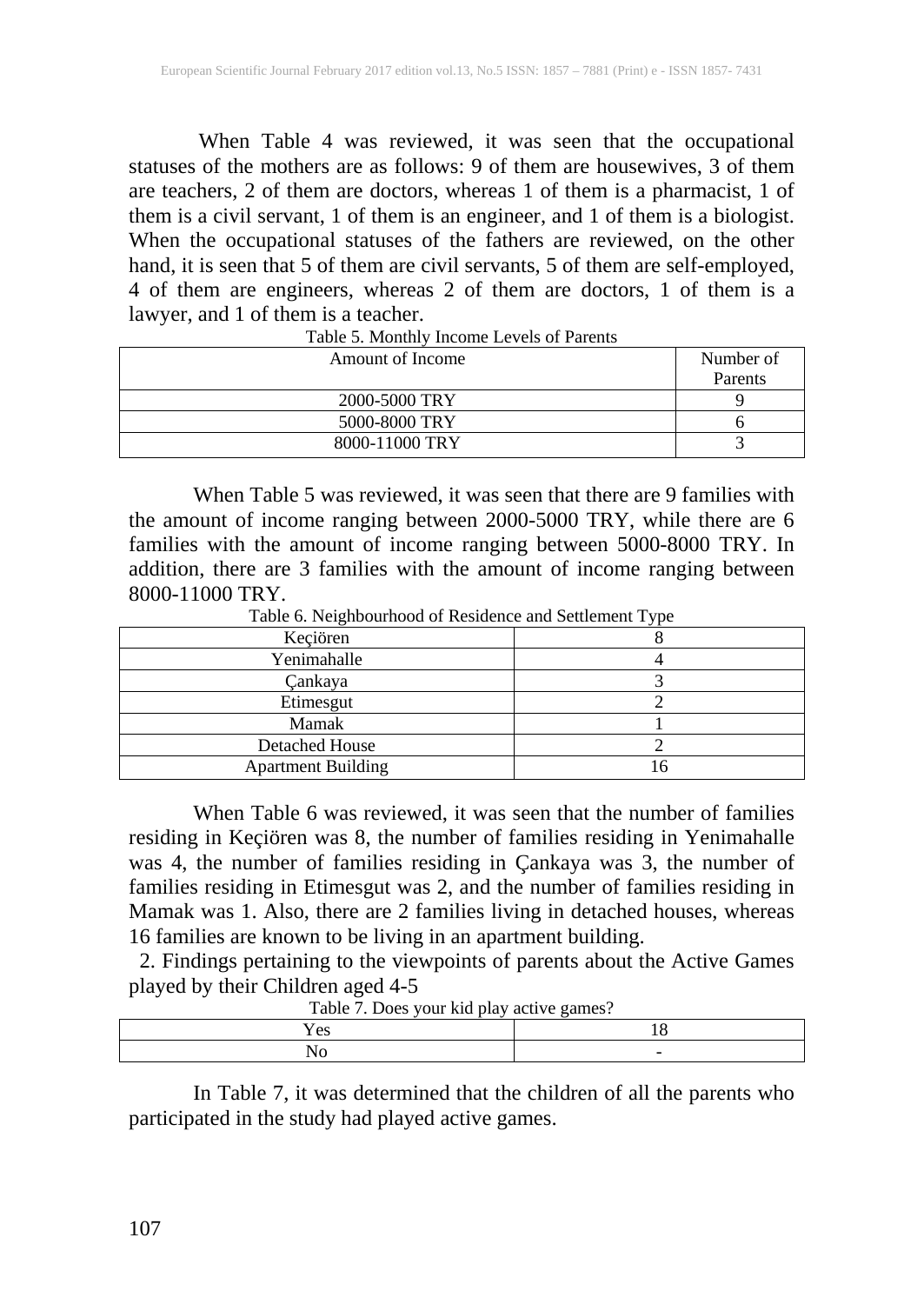When Table 4 was reviewed, it was seen that the occupational statuses of the mothers are as follows: 9 of them are housewives, 3 of them are teachers, 2 of them are doctors, whereas 1 of them is a pharmacist, 1 of them is a civil servant, 1 of them is an engineer, and 1 of them is a biologist. When the occupational statuses of the fathers are reviewed, on the other hand, it is seen that 5 of them are civil servants, 5 of them are self-employed, 4 of them are engineers, whereas 2 of them are doctors, 1 of them is a lawyer, and 1 of them is a teacher.

Table 5. Monthly Income Levels of Parents

| Amount of Income | Number of Parents |
|---|---|
| 2000-5000 TRY | 9 |
| 5000-8000 TRY | 6 |
| 8000-11000 TRY | 3 |

When Table 5 was reviewed, it was seen that there are 9 families with the amount of income ranging between 2000-5000 TRY, while there are 6 families with the amount of income ranging between 5000-8000 TRY. In addition, there are 3 families with the amount of income ranging between 8000-11000 TRY.

Table 6. Neighbourhood of Residence and Settlement Type

| | |
|---|---|
| Keçiören | 8 |
| Yenimahalle | 4 |
| Çankaya | 3 |
| Etimesgut | 2 |
| Mamak | 1 |
| Detached House | 2 |
| Apartment Building | 16 |

When Table 6 was reviewed, it was seen that the number of families residing in Keçiören was 8, the number of families residing in Yenimahalle was 4, the number of families residing in Çankaya was 3, the number of families residing in Etimesgut was 2, and the number of families residing in Mamak was 1. Also, there are 2 families living in detached houses, whereas 16 families are known to be living in an apartment building.

2. Findings pertaining to the viewpoints of parents about the Active Games played by their Children aged 4-5

Table 7. Does your kid play active games?

| | |
|---|---|
| Yes | 18 |
| No | - |

In Table 7, it was determined that the children of all the parents who participated in the study had played active games.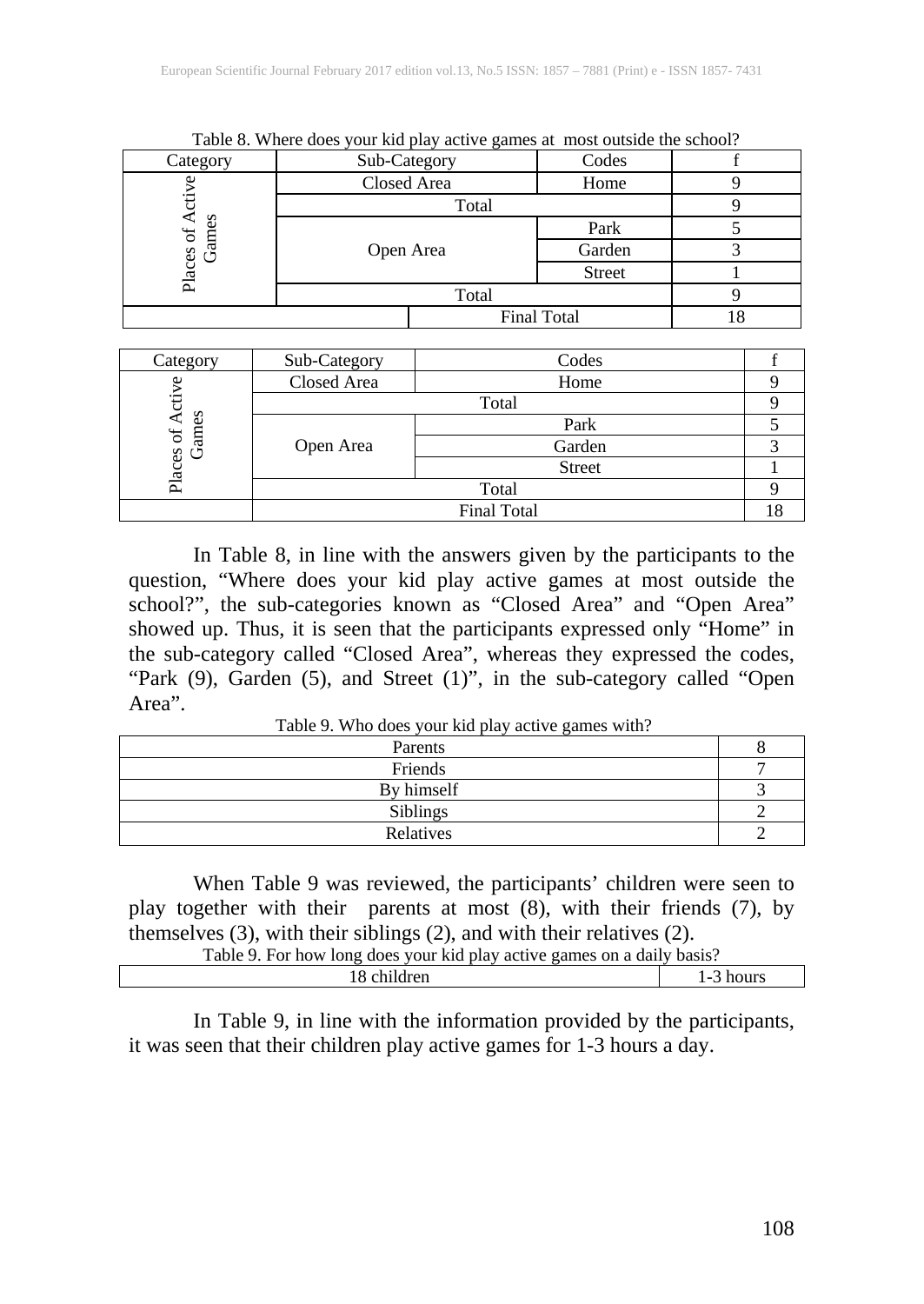Table 8. Where does your kid play active games at most outside the school?

| Category | Sub-Category | Codes | f |
|---|---|---|---|
| Places of Active Games | Closed Area | Home | 9 |
| | Total | | 9 |
| | Open Area | Park | 5 |
| | | Garden | 3 |
| | | Street | 1 |
| | Total | | 9 |
| | Final Total | | 18 |

| Category | Sub-Category | Codes | f |
|---|---|---|---|
| Places of Active Games | Closed Area | Home | 9 |
| | Total | | 9 |
| | Open Area | Park | 5 |
| | | Garden | 3 |
| | | Street | 1 |
| | Total | | 9 |
| | Final Total | | 18 |

In Table 8, in line with the answers given by the participants to the question, "Where does your kid play active games at most outside the school?", the sub-categories known as "Closed Area" and "Open Area" showed up. Thus, it is seen that the participants expressed only "Home" in the sub-category called "Closed Area", whereas they expressed the codes, "Park (9), Garden (5), and Street (1)", in the sub-category called "Open Area".

Table 9. Who does your kid play active games with?

| | |
|---|---|
| Parents | 8 |
| Friends | 7 |
| By himself | 3 |
| Siblings | 2 |
| Relatives | 2 |

When Table 9 was reviewed, the participants' children were seen to play together with their parents at most (8), with their friends (7), by themselves (3), with their siblings (2), and with their relatives (2).

Table 9. For how long does your kid play active games on a daily basis?

| | |
|---|---|
| 18 children | 1-3 hours |

In Table 9, in line with the information provided by the participants, it was seen that their children play active games for 1-3 hours a day.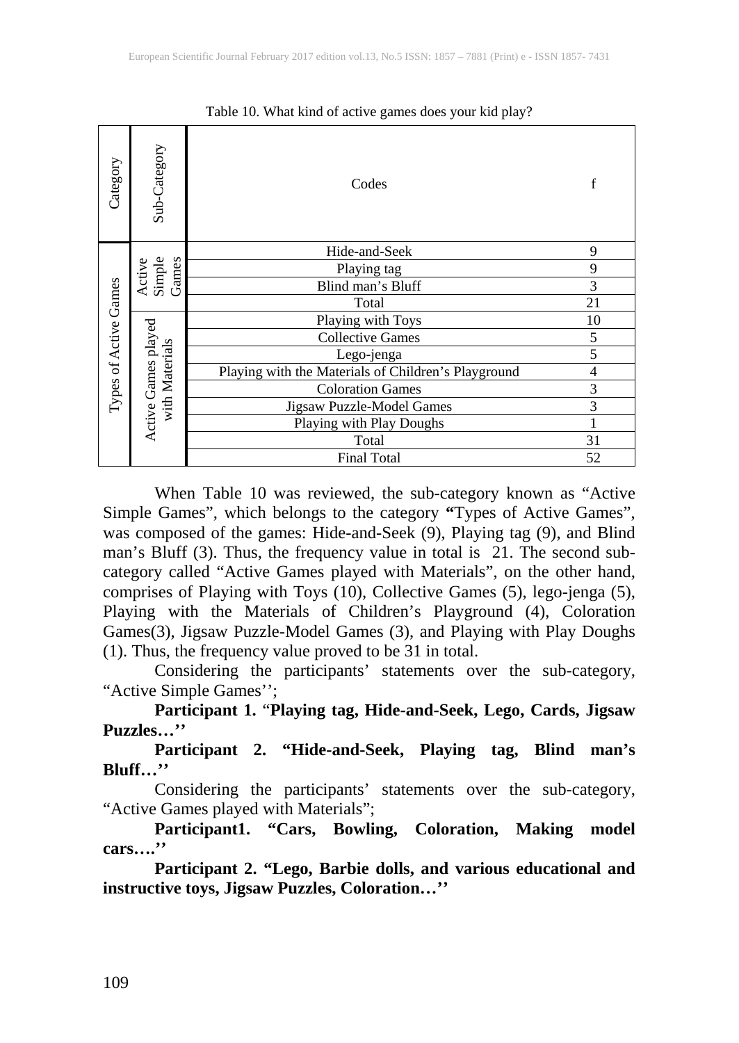Table 10. What kind of active games does your kid play?

| Category | Sub-Category | Codes | f |
|---|---|---|---|
| Types of Active Games | Active Simple Games | Hide-and-Seek | 9 |
| | | Playing tag | 9 |
| | | Blind man's Bluff | 3 |
| | | Total | 21 |
| | Active Games played with Materials | Playing with Toys | 10 |
| | | Collective Games | 5 |
| | | Lego-jenga | 5 |
| | | Playing with the Materials of Children's Playground | 4 |
| | | Coloration Games | 3 |
| | | Jigsaw Puzzle-Model Games | 3 |
| | | Playing with Play Doughs | 1 |
| | | Total | 31 |
| | | Final Total | 52 |

When Table 10 was reviewed, the sub-category known as "Active Simple Games", which belongs to the category **"**Types of Active Games", was composed of the games: Hide-and-Seek (9), Playing tag (9), and Blind man's Bluff (3). Thus, the frequency value in total is 21. The second sub-category called "Active Games played with Materials", on the other hand, comprises of Playing with Toys (10), Collective Games (5), lego-jenga (5), Playing with the Materials of Children's Playground (4), Coloration Games(3), Jigsaw Puzzle-Model Games (3), and Playing with Play Doughs (1). Thus, the frequency value proved to be 31 in total.

Considering the participants' statements over the sub-category, "Active Simple Games'';

**Participant 1.** "**Playing tag, Hide-and-Seek, Lego, Cards, Jigsaw Puzzles…''**

**Participant 2. "Hide-and-Seek, Playing tag, Blind man's Bluff…''**

Considering the participants' statements over the sub-category, "Active Games played with Materials";

**Participant1. "Cars, Bowling, Coloration, Making model cars….''**

**Participant 2. "Lego, Barbie dolls, and various educational and instructive toys, Jigsaw Puzzles, Coloration…''**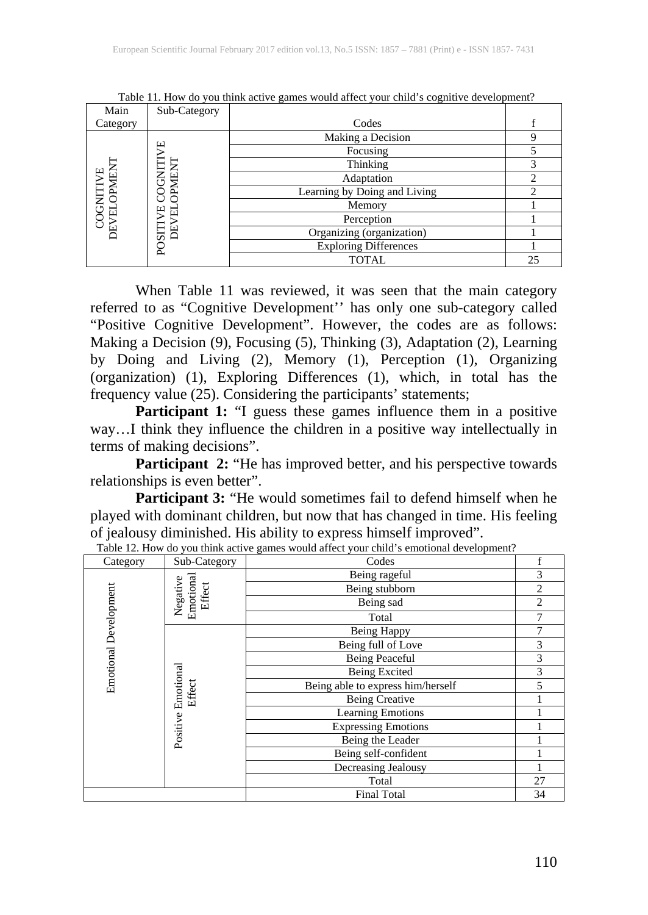Table 11. How do you think active games would affect your child's cognitive development?

| Main Category | Sub-Category | Codes | f |
|---|---|---|---|
| COGNITIVE DEVELOPMENT | POSITIVE COGNITIVE DEVELOPMENT | Making a Decision | 9 |
| | | Focusing | 5 |
| | | Thinking | 3 |
| | | Adaptation | 2 |
| | | Learning by Doing and Living | 2 |
| | | Memory | 1 |
| | | Perception | 1 |
| | | Organizing (organization) | 1 |
| | | Exploring Differences | 1 |
| | | TOTAL | 25 |

When Table 11 was reviewed, it was seen that the main category referred to as "Cognitive Development'' has only one sub-category called "Positive Cognitive Development". However, the codes are as follows: Making a Decision (9), Focusing (5), Thinking (3), Adaptation (2), Learning by Doing and Living (2), Memory (1), Perception (1), Organizing (organization) (1), Exploring Differences (1), which, in total has the frequency value (25). Considering the participants' statements;

**Participant 1:** "I guess these games influence them in a positive way…I think they influence the children in a positive way intellectually in terms of making decisions".

**Participant 2:** "He has improved better, and his perspective towards relationships is even better".

**Participant 3:** "He would sometimes fail to defend himself when he played with dominant children, but now that has changed in time. His feeling of jealousy diminished. His ability to express himself improved".

Table 12. How do you think active games would affect your child's emotional development?

| Category | Sub-Category | Codes | f |
|---|---|---|---|
| Emotional Development | Negative Emotional Effect | Being rageful | 3 |
| | | Being stubborn | 2 |
| | | Being sad | 2 |
| | | Total | 7 |
| | Positive Emotional Effect | Being Happy | 7 |
| | | Being full of Love | 3 |
| | | Being Peaceful | 3 |
| | | Being Excited | 3 |
| | | Being able to express him/herself | 5 |
| | | Being Creative | 1 |
| | | Learning Emotions | 1 |
| | | Expressing Emotions | 1 |
| | | Being the Leader | 1 |
| | | Being self-confident | 1 |
| | | Decreasing Jealousy | 1 |
| | | Total | 27 |
| | | Final Total | 34 |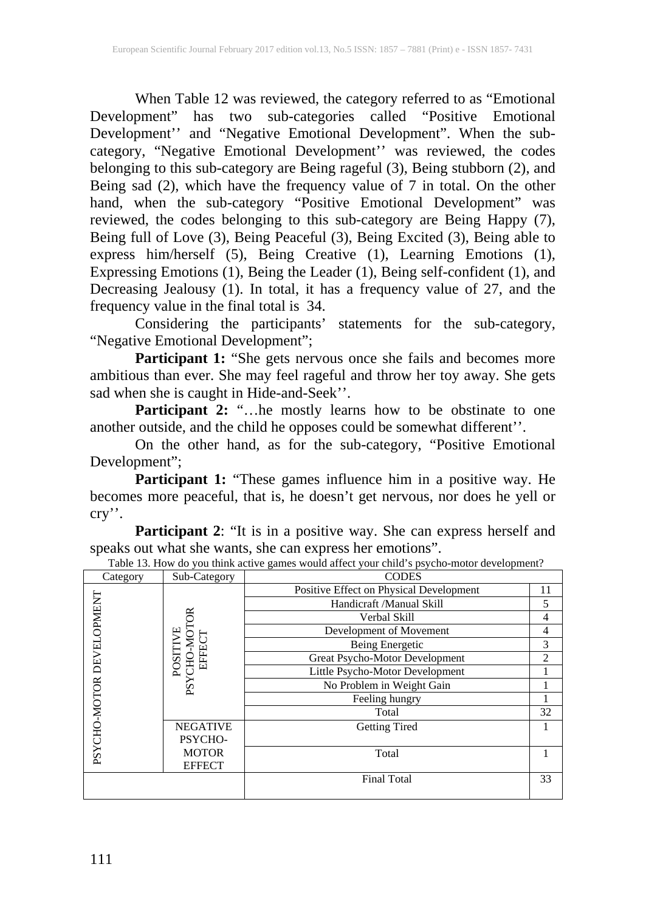When Table 12 was reviewed, the category referred to as "Emotional Development" has two sub-categories called "Positive Emotional Development'' and "Negative Emotional Development". When the sub-category, "Negative Emotional Development'' was reviewed, the codes belonging to this sub-category are Being rageful (3), Being stubborn (2), and Being sad (2), which have the frequency value of 7 in total. On the other hand, when the sub-category "Positive Emotional Development" was reviewed, the codes belonging to this sub-category are Being Happy (7), Being full of Love (3), Being Peaceful (3), Being Excited (3), Being able to express him/herself (5), Being Creative (1), Learning Emotions (1), Expressing Emotions (1), Being the Leader (1), Being self-confident (1), and Decreasing Jealousy (1). In total, it has a frequency value of 27, and the frequency value in the final total is 34.

Considering the participants' statements for the sub-category, "Negative Emotional Development";

**Participant 1:** "She gets nervous once she fails and becomes more ambitious than ever. She may feel rageful and throw her toy away. She gets sad when she is caught in Hide-and-Seek''.

**Participant 2:** "…he mostly learns how to be obstinate to one another outside, and the child he opposes could be somewhat different''.

On the other hand, as for the sub-category, "Positive Emotional Development";

**Participant 1:** "These games influence him in a positive way. He becomes more peaceful, that is, he doesn't get nervous, nor does he yell or cry''.

**Participant 2**: "It is in a positive way. She can express herself and speaks out what she wants, she can express her emotions".

Table 13. How do you think active games would affect your child's psycho-motor development?

| Category | Sub-Category | CODES | |
|---|---|---|---|
| PSYCHO-MOTOR DEVELOPMENT | POSITIVE PSYCHO-MOTOR EFFECT | Positive Effect on Physical Development | 11 |
| | | Handicraft /Manual Skill | 5 |
| | | Verbal Skill | 4 |
| | | Development of Movement | 4 |
| | | Being Energetic | 3 |
| | | Great Psycho-Motor Development | 2 |
| | | Little Psycho-Motor Development | 1 |
| | | No Problem in Weight Gain | 1 |
| | | Feeling hungry | 1 |
| | | Total | 32 |
| | NEGATIVE PSYCHO-MOTOR EFFECT | Getting Tired | 1 |
| | | Total | 1 |
| | | Final Total | 33 |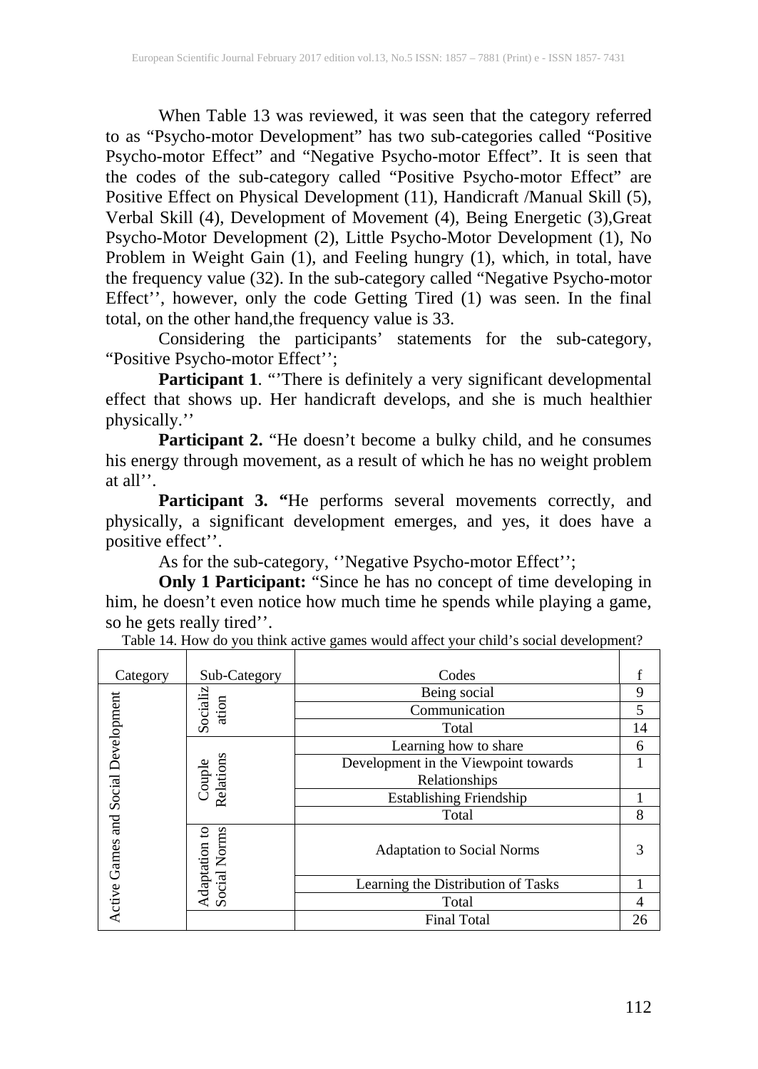When Table 13 was reviewed, it was seen that the category referred to as "Psycho-motor Development" has two sub-categories called "Positive Psycho-motor Effect" and "Negative Psycho-motor Effect". It is seen that the codes of the sub-category called "Positive Psycho-motor Effect" are Positive Effect on Physical Development (11), Handicraft /Manual Skill (5), Verbal Skill (4), Development of Movement (4), Being Energetic (3),Great Psycho-Motor Development (2), Little Psycho-Motor Development (1), No Problem in Weight Gain (1), and Feeling hungry (1), which, in total, have the frequency value (32). In the sub-category called "Negative Psycho-motor Effect'', however, only the code Getting Tired (1) was seen. In the final total, on the other hand,the frequency value is 33.

Considering the participants' statements for the sub-category, "Positive Psycho-motor Effect'';

**Participant 1**. "'There is definitely a very significant developmental effect that shows up. Her handicraft develops, and she is much healthier physically.''

**Participant 2.** "He doesn't become a bulky child, and he consumes his energy through movement, as a result of which he has no weight problem at all''.

**Participant 3. "**He performs several movements correctly, and physically, a significant development emerges, and yes, it does have a positive effect''.

As for the sub-category, ''Negative Psycho-motor Effect'';

**Only 1 Participant:** "Since he has no concept of time developing in him, he doesn't even notice how much time he spends while playing a game, so he gets really tired''.

Table 14. How do you think active games would affect your child's social development?

| Category | Sub-Category | Codes | f |
|---|---|---|---|
| Active Games and Social Development | Socialization | Being social | 9 |
| | | Communication | 5 |
| | | Total | 14 |
| | Couple Relations | Learning how to share | 6 |
| | | Development in the Viewpoint towards Relationships | 1 |
| | | Establishing Friendship | 1 |
| | | Total | 8 |
| | Adaptation to Social Norms | Adaptation to Social Norms | 3 |
| | | Learning the Distribution of Tasks | 1 |
| | | Total | 4 |
| | | Final Total | 26 |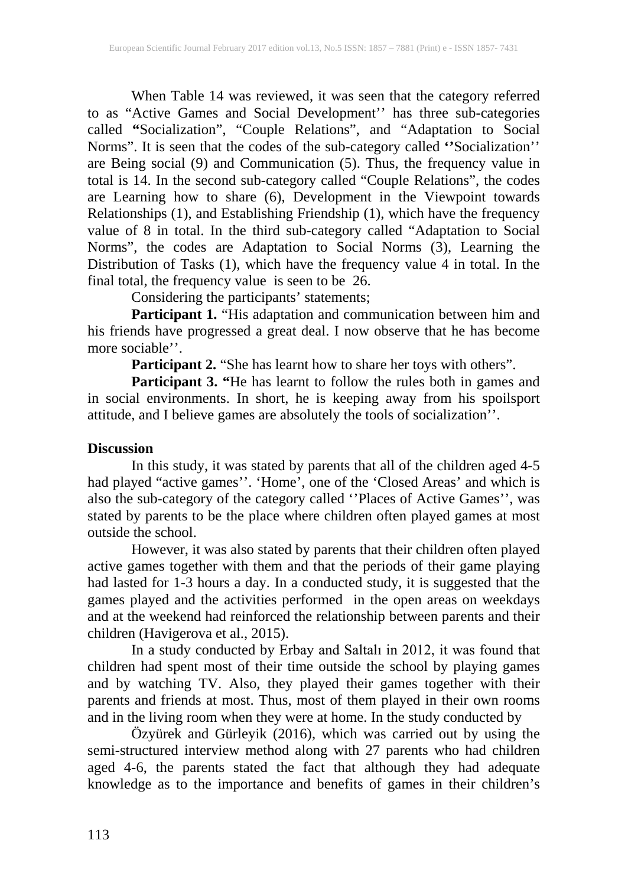When Table 14 was reviewed, it was seen that the category referred to as "Active Games and Social Development'' has three sub-categories called **"**Socialization", "Couple Relations", and "Adaptation to Social Norms". It is seen that the codes of the sub-category called **''**Socialization'' are Being social (9) and Communication (5). Thus, the frequency value in total is 14. In the second sub-category called "Couple Relations", the codes are Learning how to share (6), Development in the Viewpoint towards Relationships (1), and Establishing Friendship (1), which have the frequency value of 8 in total. In the third sub-category called "Adaptation to Social Norms", the codes are Adaptation to Social Norms (3), Learning the Distribution of Tasks (1), which have the frequency value 4 in total. In the final total, the frequency value is seen to be 26.

Considering the participants' statements;

**Participant 1.** "His adaptation and communication between him and his friends have progressed a great deal. I now observe that he has become more sociable''.

**Participant 2.** "She has learnt how to share her toys with others".

**Participant 3. "**He has learnt to follow the rules both in games and in social environments. In short, he is keeping away from his spoilsport attitude, and I believe games are absolutely the tools of socialization''.

**Discussion**

In this study, it was stated by parents that all of the children aged 4-5 had played "active games''. 'Home', one of the 'Closed Areas' and which is also the sub-category of the category called ''Places of Active Games'', was stated by parents to be the place where children often played games at most outside the school.

However, it was also stated by parents that their children often played active games together with them and that the periods of their game playing had lasted for 1-3 hours a day. In a conducted study, it is suggested that the games played and the activities performed in the open areas on weekdays and at the weekend had reinforced the relationship between parents and their children (Havigerova et al., 2015).

In a study conducted by Erbay and Saltalı in 2012, it was found that children had spent most of their time outside the school by playing games and by watching TV. Also, they played their games together with their parents and friends at most. Thus, most of them played in their own rooms and in the living room when they were at home. In the study conducted by

Özyürek and Gürleyik (2016), which was carried out by using the semi-structured interview method along with 27 parents who had children aged 4-6, the parents stated the fact that although they had adequate knowledge as to the importance and benefits of games in their children's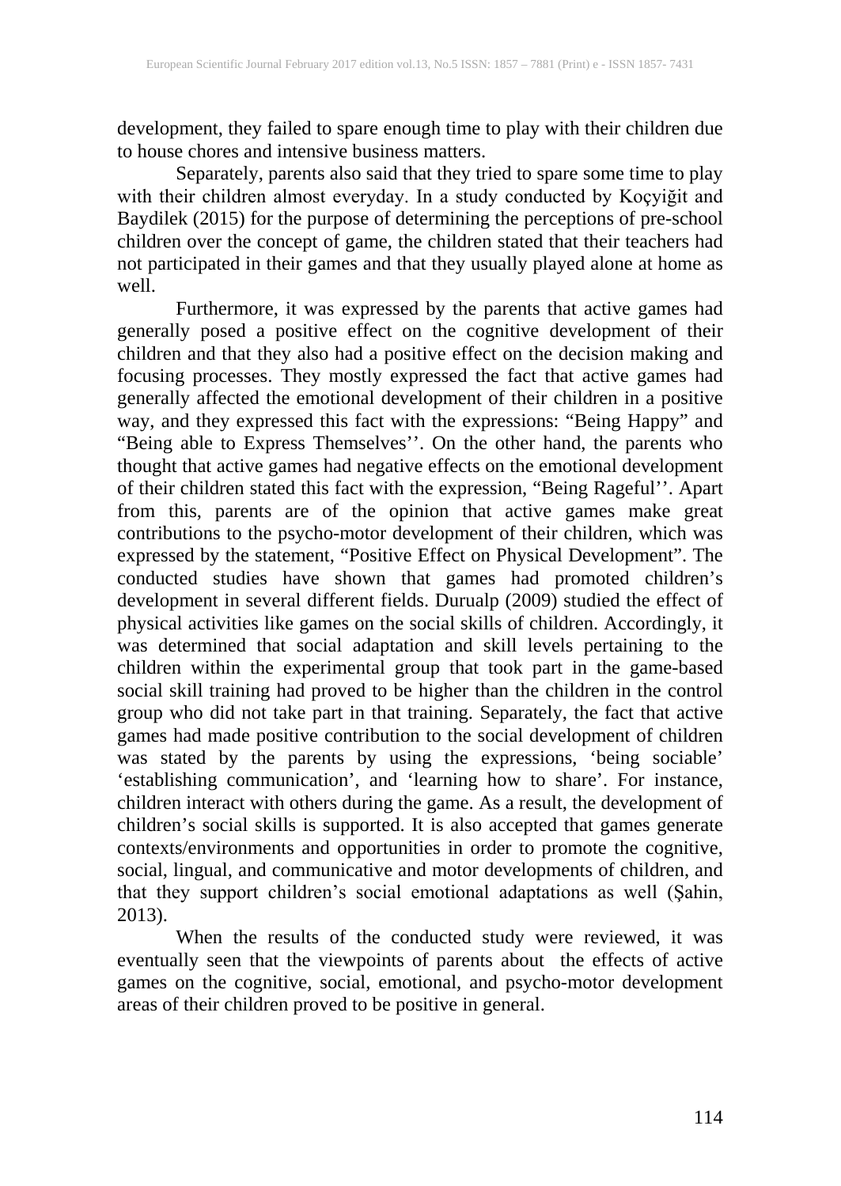development, they failed to spare enough time to play with their children due to house chores and intensive business matters.

Separately, parents also said that they tried to spare some time to play with their children almost everyday. In a study conducted by Koçyiğit and Baydilek (2015) for the purpose of determining the perceptions of pre-school children over the concept of game, the children stated that their teachers had not participated in their games and that they usually played alone at home as well.

Furthermore, it was expressed by the parents that active games had generally posed a positive effect on the cognitive development of their children and that they also had a positive effect on the decision making and focusing processes. They mostly expressed the fact that active games had generally affected the emotional development of their children in a positive way, and they expressed this fact with the expressions: "Being Happy" and "Being able to Express Themselves''. On the other hand, the parents who thought that active games had negative effects on the emotional development of their children stated this fact with the expression, "Being Rageful''. Apart from this, parents are of the opinion that active games make great contributions to the psycho-motor development of their children, which was expressed by the statement, "Positive Effect on Physical Development". The conducted studies have shown that games had promoted children's development in several different fields. Durualp (2009) studied the effect of physical activities like games on the social skills of children. Accordingly, it was determined that social adaptation and skill levels pertaining to the children within the experimental group that took part in the game-based social skill training had proved to be higher than the children in the control group who did not take part in that training. Separately, the fact that active games had made positive contribution to the social development of children was stated by the parents by using the expressions, 'being sociable' 'establishing communication', and 'learning how to share'. For instance, children interact with others during the game. As a result, the development of children's social skills is supported. It is also accepted that games generate contexts/environments and opportunities in order to promote the cognitive, social, lingual, and communicative and motor developments of children, and that they support children's social emotional adaptations as well (Şahin, 2013).

When the results of the conducted study were reviewed, it was eventually seen that the viewpoints of parents about the effects of active games on the cognitive, social, emotional, and psycho-motor development areas of their children proved to be positive in general.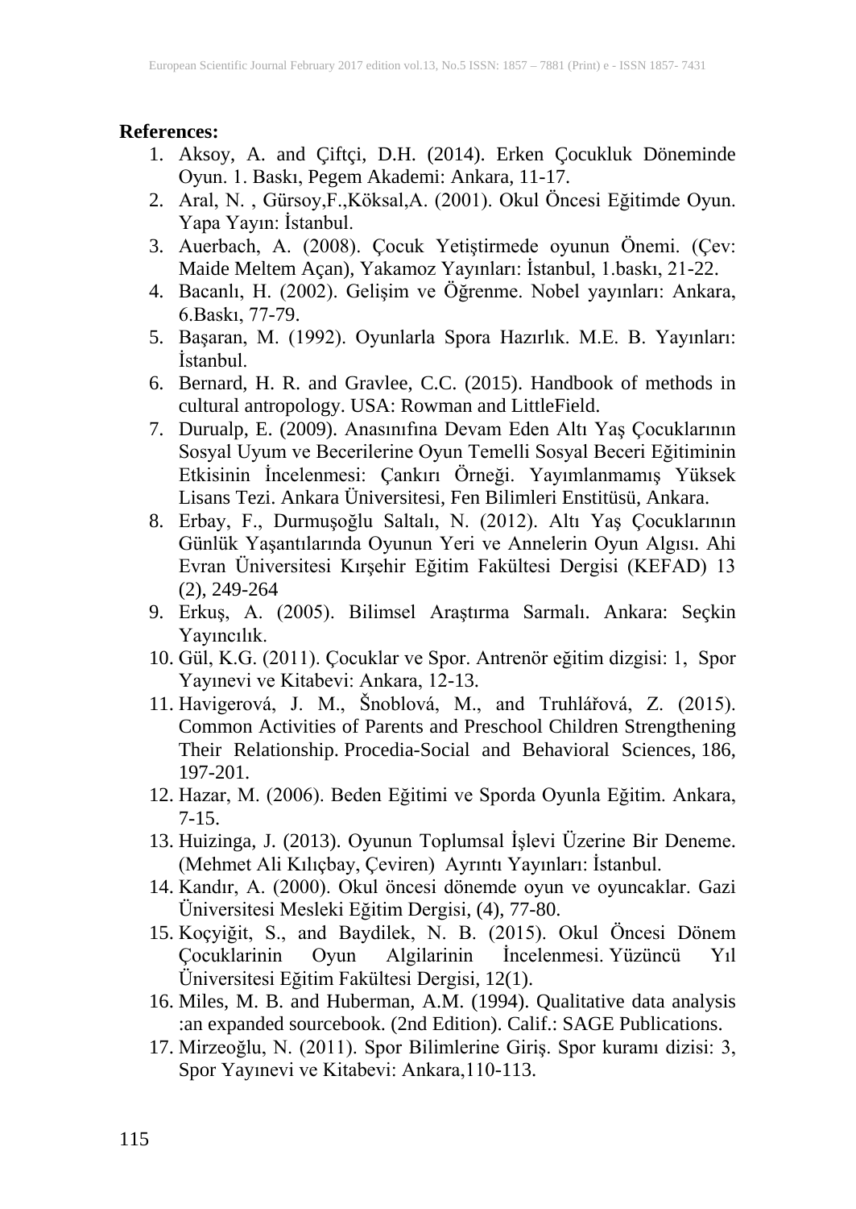**References:**

1. Aksoy, A. and Çiftçi, D.H. (2014). Erken Çocukluk Döneminde Oyun. 1. Baskı, Pegem Akademi: Ankara, 11-17.
2. Aral, N. , Gürsoy,F.,Köksal,A. (2001). Okul Öncesi Eğitimde Oyun. Yapa Yayın: İstanbul.
3. Auerbach, A. (2008). Çocuk Yetiştirmede oyunun Önemi. (Çev: Maide Meltem Açan), Yakamoz Yayınları: İstanbul, 1.baskı, 21-22.
4. Bacanlı, H. (2002). Gelişim ve Öğrenme. Nobel yayınları: Ankara, 6.Baskı, 77-79.
5. Başaran, M. (1992). Oyunlarla Spora Hazırlık. M.E. B. Yayınları: İstanbul.
6. Bernard, H. R. and Gravlee, C.C. (2015). Handbook of methods in cultural antropology. USA: Rowman and LittleField.
7. Durualp, E. (2009). Anasınıfına Devam Eden Altı Yaş Çocuklarının Sosyal Uyum ve Becerilerine Oyun Temelli Sosyal Beceri Eğitiminin Etkisinin İncelenmesi: Çankırı Örneği. Yayımlanmamış Yüksek Lisans Tezi. Ankara Üniversitesi, Fen Bilimleri Enstitüsü, Ankara.
8. Erbay, F., Durmuşoğlu Saltalı, N. (2012). Altı Yaş Çocuklarının Günlük Yaşantılarında Oyunun Yeri ve Annelerin Oyun Algısı. Ahi Evran Üniversitesi Kırşehir Eğitim Fakültesi Dergisi (KEFAD) 13 (2), 249-264
9. Erkuş, A. (2005). Bilimsel Araştırma Sarmalı. Ankara: Seçkin Yayıncılık.
10. Gül, K.G. (2011). Çocuklar ve Spor. Antrenör eğitim dizgisi: 1, Spor Yayınevi ve Kitabevi: Ankara, 12-13.
11. Havigerová, J. M., Šnoblová, M., and Truhlářová, Z. (2015). Common Activities of Parents and Preschool Children Strengthening Their Relationship. Procedia-Social and Behavioral Sciences, 186, 197-201.
12. Hazar, M. (2006). Beden Eğitimi ve Sporda Oyunla Eğitim. Ankara, 7-15.
13. Huizinga, J. (2013). Oyunun Toplumsal İşlevi Üzerine Bir Deneme. (Mehmet Ali Kılıçbay, Çeviren) Ayrıntı Yayınları: İstanbul.
14. Kandır, A. (2000). Okul öncesi dönemde oyun ve oyuncaklar. Gazi Üniversitesi Mesleki Eğitim Dergisi, (4), 77-80.
15. Koçyiğit, S., and Baydilek, N. B. (2015). Okul Öncesi Dönem Çocuklarinin Oyun Algilarinin İncelenmesi. Yüzüncü Yıl Üniversitesi Eğitim Fakültesi Dergisi, 12(1).
16. Miles, M. B. and Huberman, A.M. (1994). Qualitative data analysis :an expanded sourcebook. (2nd Edition). Calif.: SAGE Publications.
17. Mirzeoğlu, N. (2011). Spor Bilimlerine Giriş. Spor kuramı dizisi: 3, Spor Yayınevi ve Kitabevi: Ankara,110-113.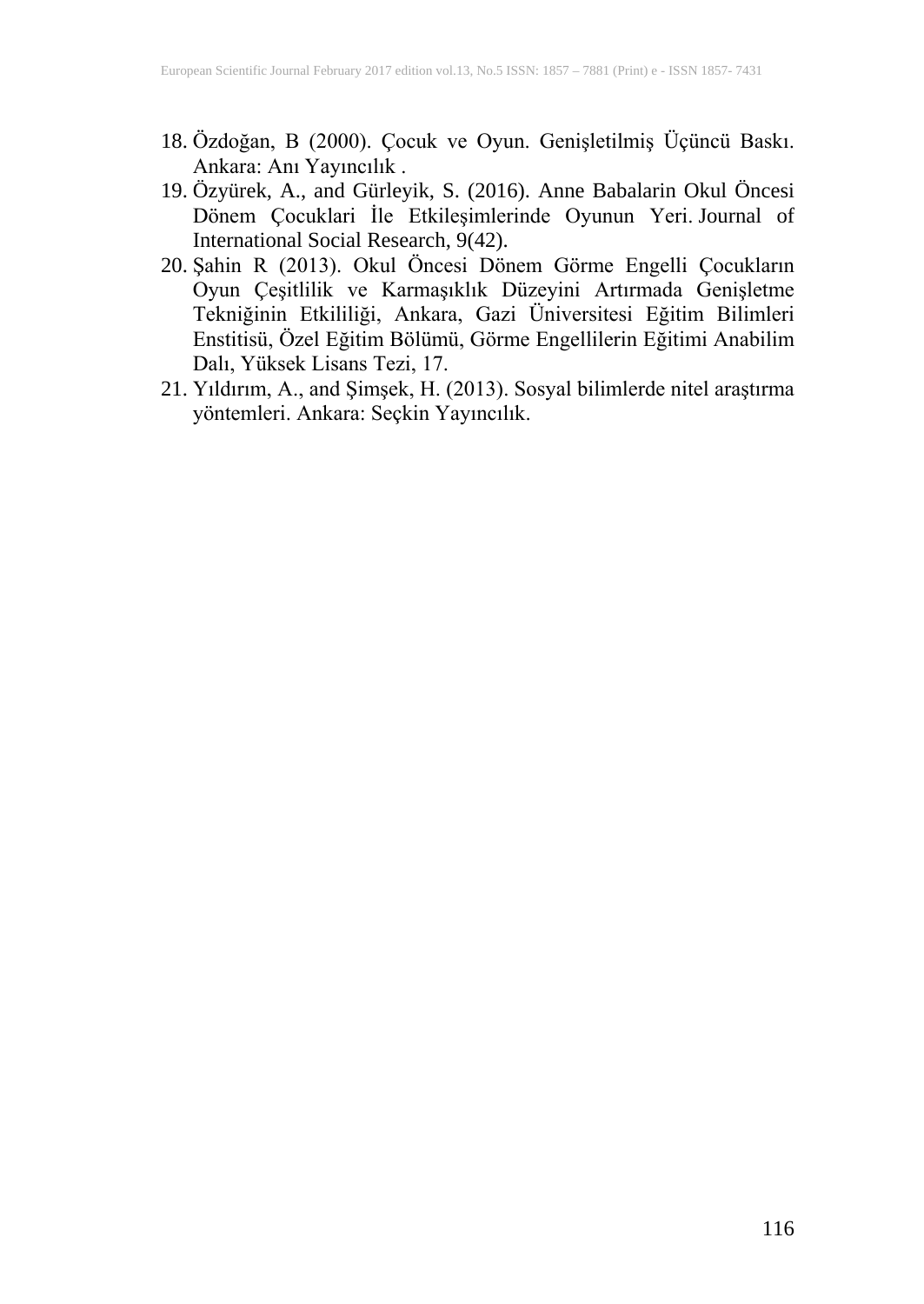18. Özdoğan, B (2000). Çocuk ve Oyun. Genişletilmiş Üçüncü Baskı. Ankara: Anı Yayıncılık .
19. Özyürek, A., and Gürleyik, S. (2016). Anne Babalarin Okul Öncesi Dönem Çocuklari İle Etkileşimlerinde Oyunun Yeri. Journal of International Social Research, 9(42).
20. Şahin R (2013). Okul Öncesi Dönem Görme Engelli Çocukların Oyun Çeşitlilik ve Karmaşıklık Düzeyini Artırmada Genişletme Tekniğinin Etkililiği, Ankara, Gazi Üniversitesi Eğitim Bilimleri Enstitisü, Özel Eğitim Bölümü, Görme Engellilerin Eğitimi Anabilim Dalı, Yüksek Lisans Tezi, 17.
21. Yıldırım, A., and Şimşek, H. (2013). Sosyal bilimlerde nitel araştırma yöntemleri. Ankara: Seçkin Yayıncılık.